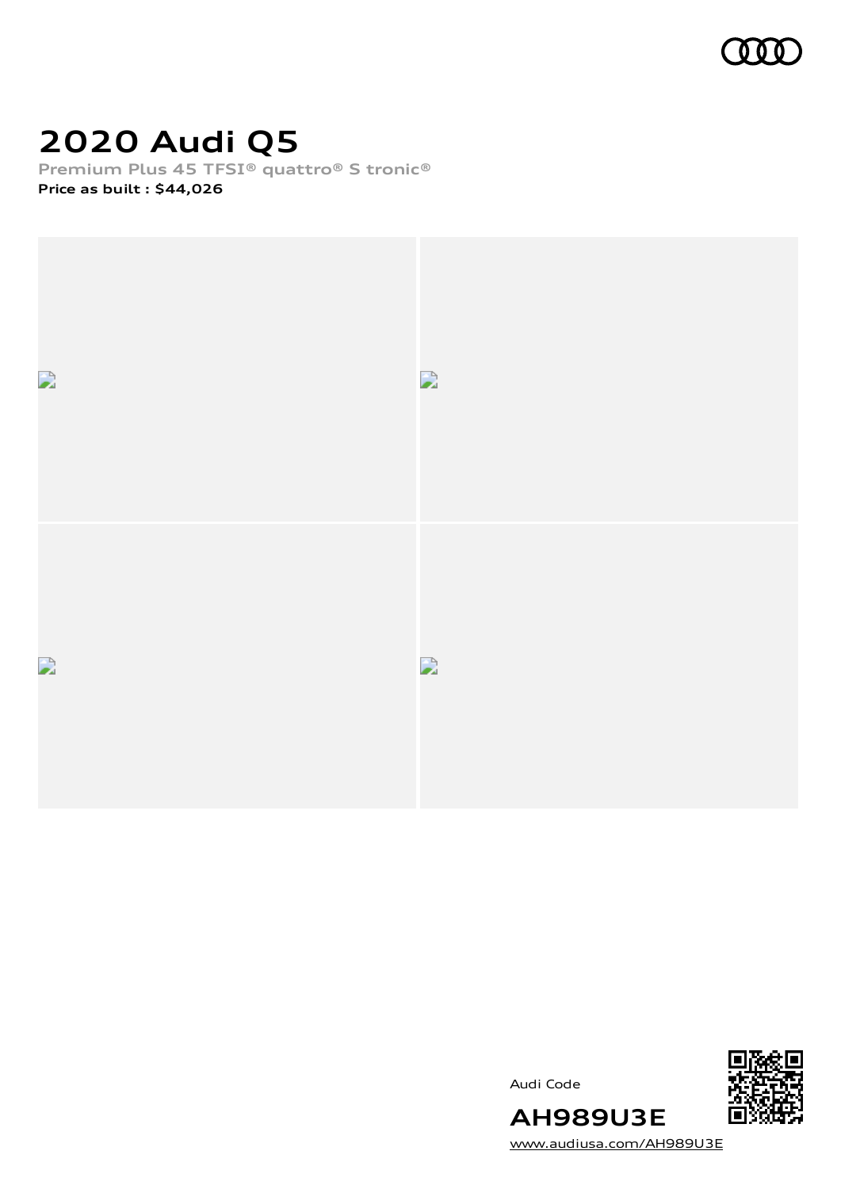# 2020 Audi Q5

Premium Plus 45 TFSI® quattro® S tronic®

**Price as built : $44,026**

Audi Code

**AH989U3E**

www.audiusa.com/AH989U3E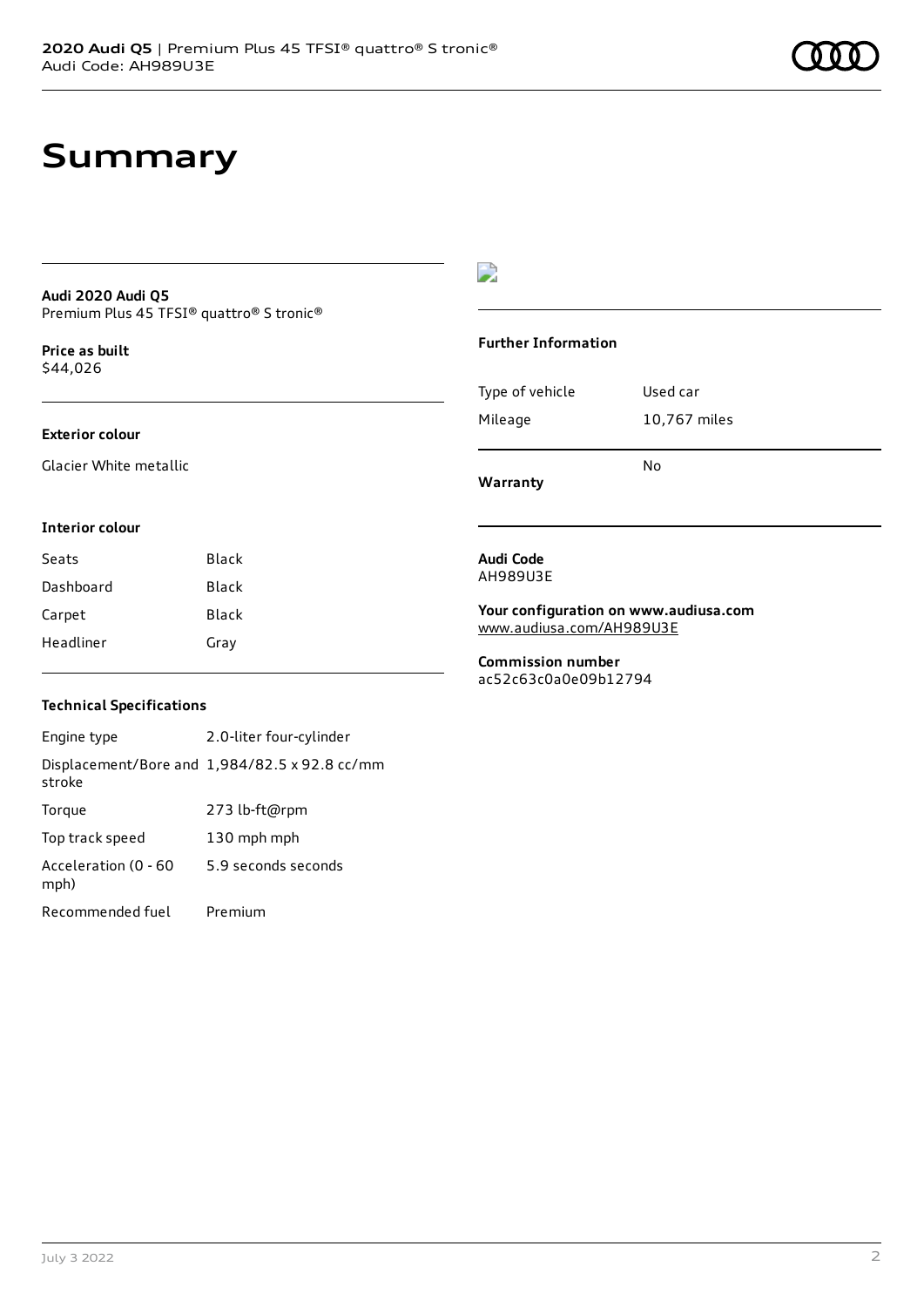# Summary

**Audi 2020 Audi Q5**
Premium Plus 45 TFSI® quattro® S tronic®

**Price as built**
$44,026

### Exterior colour

Glacier White metallic

### Interior colour

| Seats | Black |
|---|---|
| Dashboard | Black |
| Carpet | Black |
| Headliner | Gray |

### Technical Specifications

| Engine type | 2.0-liter four-cylinder |
|---|---|
| Displacement/Bore and stroke | 1,984/82.5 x 92.8 cc/mm |
| Torque | 273 lb-ft@rpm |
| Top track speed | 130 mph mph |
| Acceleration (0 - 60 mph) | 5.9 seconds seconds |
| Recommended fuel | Premium |

### Further Information

| Type of vehicle | Used car |
|---|---|
| Mileage | 10,767 miles |
| **Warranty** | No |

**Audi Code**
AH989U3E

**Your configuration on www.audiusa.com**
www.audiusa.com/AH989U3E

**Commission number**
ac52c63c0a0e09b12794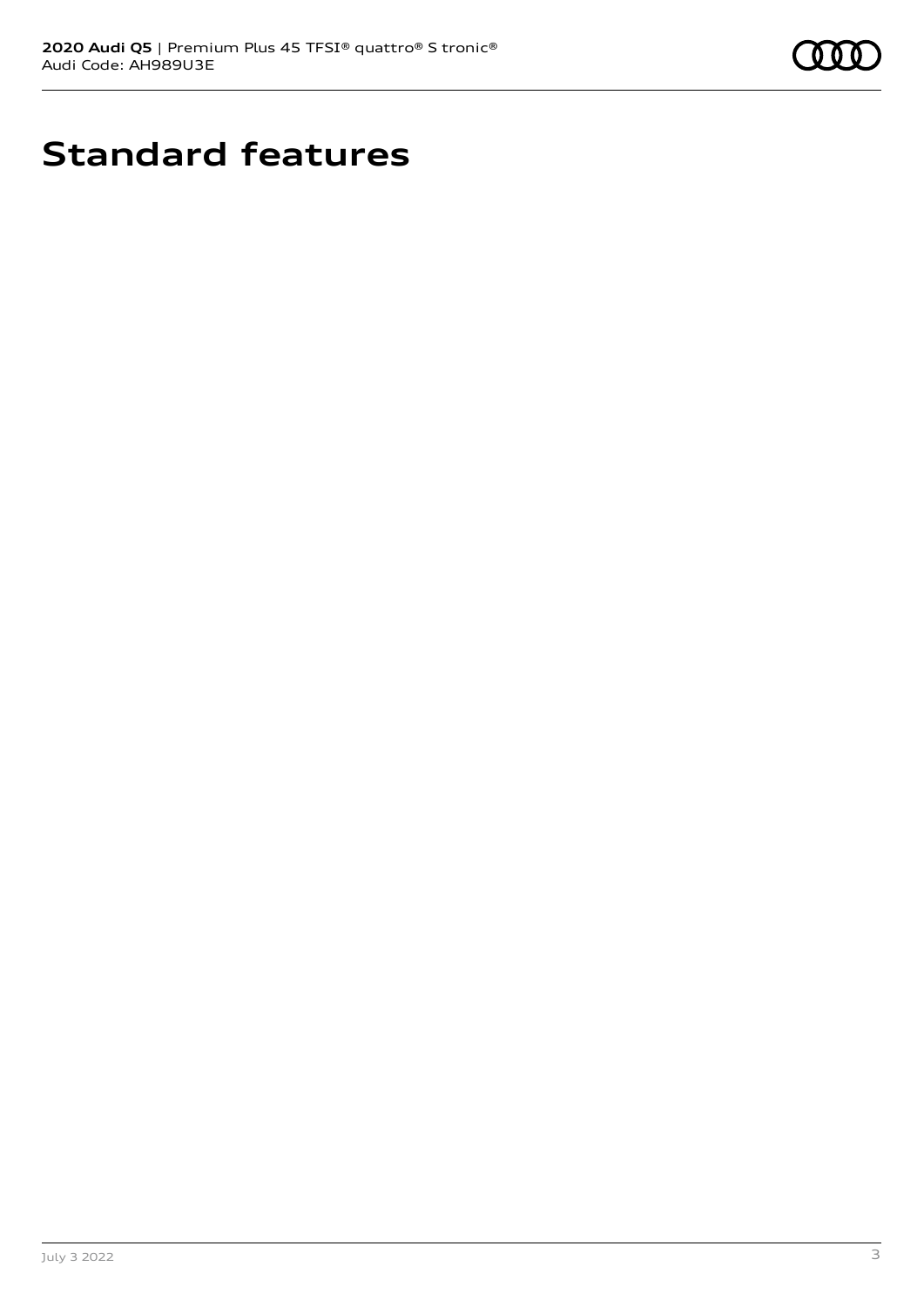# Standard features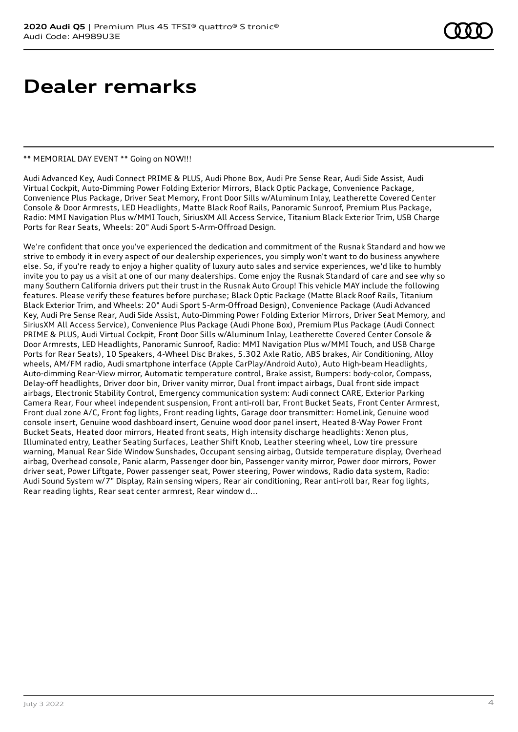# Dealer remarks

** MEMORIAL DAY EVENT ** Going on NOW!!!

Audi Advanced Key, Audi Connect PRIME & PLUS, Audi Phone Box, Audi Pre Sense Rear, Audi Side Assist, Audi Virtual Cockpit, Auto-Dimming Power Folding Exterior Mirrors, Black Optic Package, Convenience Package, Convenience Plus Package, Driver Seat Memory, Front Door Sills w/Aluminum Inlay, Leatherette Covered Center Console & Door Armrests, LED Headlights, Matte Black Roof Rails, Panoramic Sunroof, Premium Plus Package, Radio: MMI Navigation Plus w/MMI Touch, SiriusXM All Access Service, Titanium Black Exterior Trim, USB Charge Ports for Rear Seats, Wheels: 20" Audi Sport 5-Arm-Offroad Design.

We're confident that once you've experienced the dedication and commitment of the Rusnak Standard and how we strive to embody it in every aspect of our dealership experiences, you simply won't want to do business anywhere else. So, if you're ready to enjoy a higher quality of luxury auto sales and service experiences, we'd like to humbly invite you to pay us a visit at one of our many dealerships. Come enjoy the Rusnak Standard of care and see why so many Southern California drivers put their trust in the Rusnak Auto Group! This vehicle MAY include the following features. Please verify these features before purchase; Black Optic Package (Matte Black Roof Rails, Titanium Black Exterior Trim, and Wheels: 20" Audi Sport 5-Arm-Offroad Design), Convenience Package (Audi Advanced Key, Audi Pre Sense Rear, Audi Side Assist, Auto-Dimming Power Folding Exterior Mirrors, Driver Seat Memory, and SiriusXM All Access Service), Convenience Plus Package (Audi Phone Box), Premium Plus Package (Audi Connect PRIME & PLUS, Audi Virtual Cockpit, Front Door Sills w/Aluminum Inlay, Leatherette Covered Center Console & Door Armrests, LED Headlights, Panoramic Sunroof, Radio: MMI Navigation Plus w/MMI Touch, and USB Charge Ports for Rear Seats), 10 Speakers, 4-Wheel Disc Brakes, 5.302 Axle Ratio, ABS brakes, Air Conditioning, Alloy wheels, AM/FM radio, Audi smartphone interface (Apple CarPlay/Android Auto), Auto High-beam Headlights, Auto-dimming Rear-View mirror, Automatic temperature control, Brake assist, Bumpers: body-color, Compass, Delay-off headlights, Driver door bin, Driver vanity mirror, Dual front impact airbags, Dual front side impact airbags, Electronic Stability Control, Emergency communication system: Audi connect CARE, Exterior Parking Camera Rear, Four wheel independent suspension, Front anti-roll bar, Front Bucket Seats, Front Center Armrest, Front dual zone A/C, Front fog lights, Front reading lights, Garage door transmitter: HomeLink, Genuine wood console insert, Genuine wood dashboard insert, Genuine wood door panel insert, Heated 8-Way Power Front Bucket Seats, Heated door mirrors, Heated front seats, High intensity discharge headlights: Xenon plus, Illuminated entry, Leather Seating Surfaces, Leather Shift Knob, Leather steering wheel, Low tire pressure warning, Manual Rear Side Window Sunshades, Occupant sensing airbag, Outside temperature display, Overhead airbag, Overhead console, Panic alarm, Passenger door bin, Passenger vanity mirror, Power door mirrors, Power driver seat, Power Liftgate, Power passenger seat, Power steering, Power windows, Radio data system, Radio: Audi Sound System w/7" Display, Rain sensing wipers, Rear air conditioning, Rear anti-roll bar, Rear fog lights, Rear reading lights, Rear seat center armrest, Rear window d...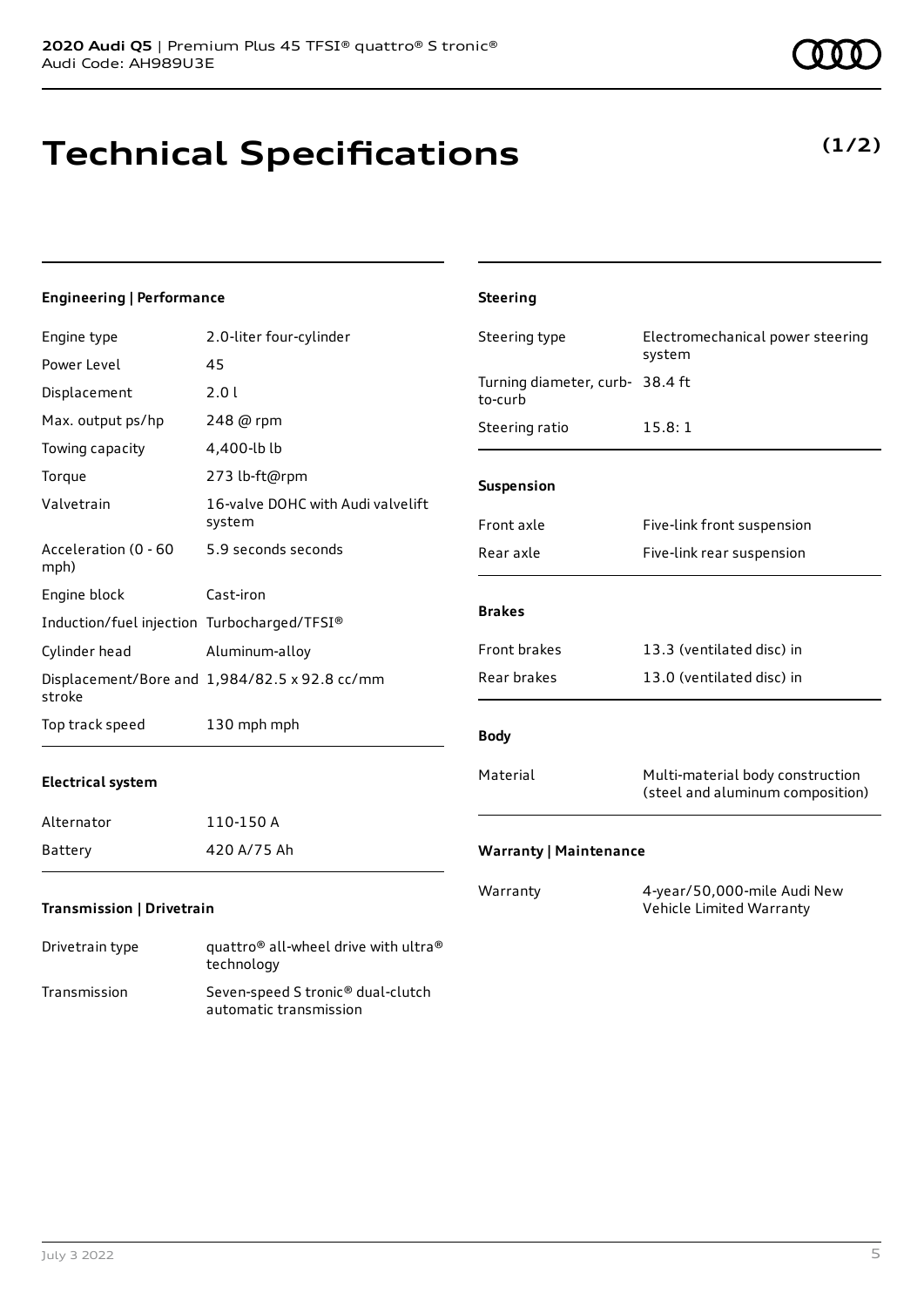# Technical Specifications

**(1/2)**

## Engineering | Performance

| | |
|---|---|
| Engine type | 2.0-liter four-cylinder |
| Power Level | 45 |
| Displacement | 2.0 l |
| Max. output ps/hp | 248 @ rpm |
| Towing capacity | 4,400-lb lb |
| Torque | 273 lb-ft@rpm |
| Valvetrain | 16-valve DOHC with Audi valvelift system |
| Acceleration (0 - 60 mph) | 5.9 seconds seconds |
| Engine block | Cast-iron |
| Induction/fuel injection | Turbocharged/TFSI® |
| Cylinder head | Aluminum-alloy |
| Displacement/Bore and stroke | 1,984/82.5 x 92.8 cc/mm |
| Top track speed | 130 mph mph |

## Electrical system

| | |
|---|---|
| Alternator | 110-150 A |
| Battery | 420 A/75 Ah |

## Transmission | Drivetrain

| | |
|---|---|
| Drivetrain type | quattro® all-wheel drive with ultra® technology |
| Transmission | Seven-speed S tronic® dual-clutch automatic transmission |

## Steering

| | |
|---|---|
| Steering type | Electromechanical power steering system |
| Turning diameter, curb-to-curb | 38.4 ft |
| Steering ratio | 15.8: 1 |

## Suspension

| | |
|---|---|
| Front axle | Five-link front suspension |
| Rear axle | Five-link rear suspension |

## Brakes

| | |
|---|---|
| Front brakes | 13.3 (ventilated disc) in |
| Rear brakes | 13.0 (ventilated disc) in |

## Body

| | |
|---|---|
| Material | Multi-material body construction (steel and aluminum composition) |

## Warranty | Maintenance

| | |
|---|---|
| Warranty | 4-year/50,000-mile Audi New Vehicle Limited Warranty |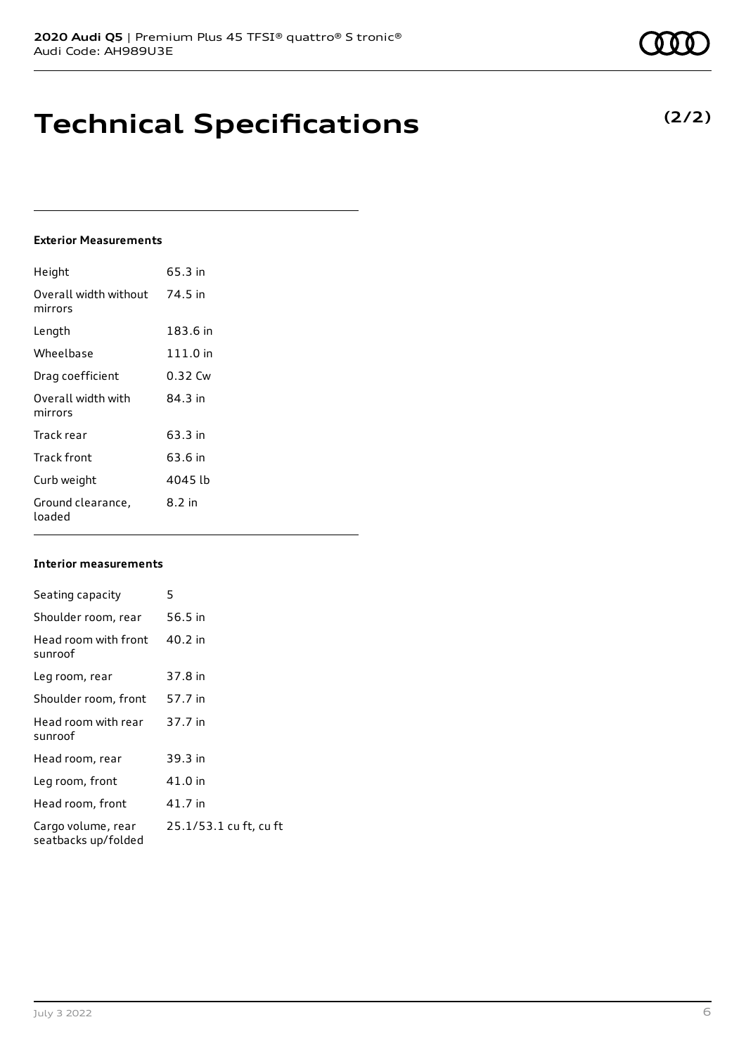2020 Audi Q5 | Premium Plus 45 TFSI® quattro® S tronic®
Audi Code: AH989U3E

# Technical Specifications

**(2/2)**

### Exterior Measurements

| | |
|---|---|
| Height | 65.3 in |
| Overall width without mirrors | 74.5 in |
| Length | 183.6 in |
| Wheelbase | 111.0 in |
| Drag coefficient | 0.32 Cw |
| Overall width with mirrors | 84.3 in |
| Track rear | 63.3 in |
| Track front | 63.6 in |
| Curb weight | 4045 lb |
| Ground clearance, loaded | 8.2 in |

### Interior measurements

| | |
|---|---|
| Seating capacity | 5 |
| Shoulder room, rear | 56.5 in |
| Head room with front sunroof | 40.2 in |
| Leg room, rear | 37.8 in |
| Shoulder room, front | 57.7 in |
| Head room with rear sunroof | 37.7 in |
| Head room, rear | 39.3 in |
| Leg room, front | 41.0 in |
| Head room, front | 41.7 in |
| Cargo volume, rear seatbacks up/folded | 25.1/53.1 cu ft, cu ft |

July 3 2022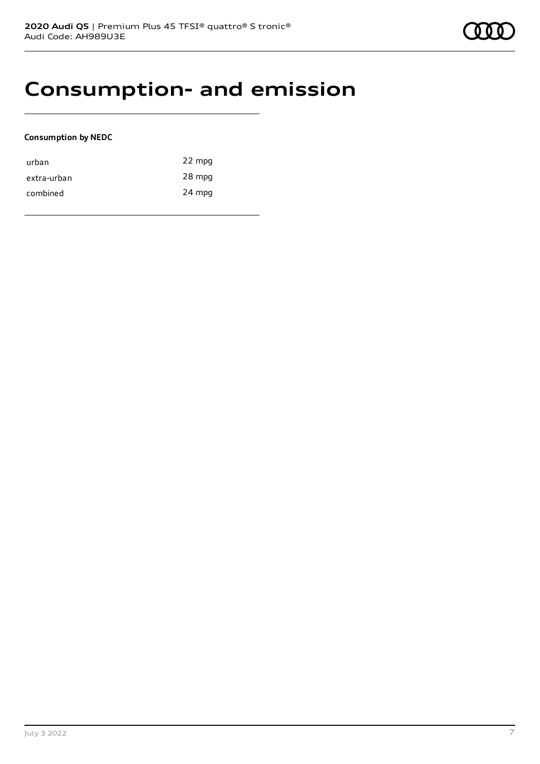# Consumption- and emission

**Consumption by NEDC**

| | |
|---|---|
| urban | 22 mpg |
| extra-urban | 28 mpg |
| combined | 24 mpg |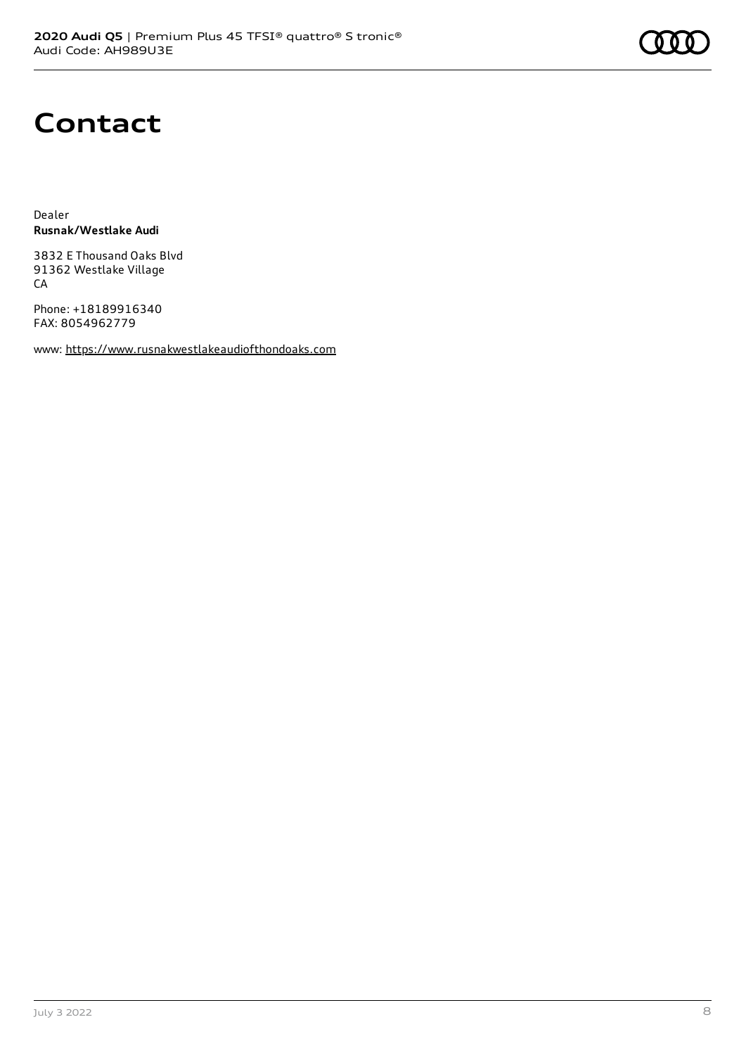# Contact

Dealer
**Rusnak/Westlake Audi**

3832 E Thousand Oaks Blvd
91362 Westlake Village
CA

Phone: +18189916340
FAX: 8054962779

www: https://www.rusnakwestlakeaudiofthondoaks.com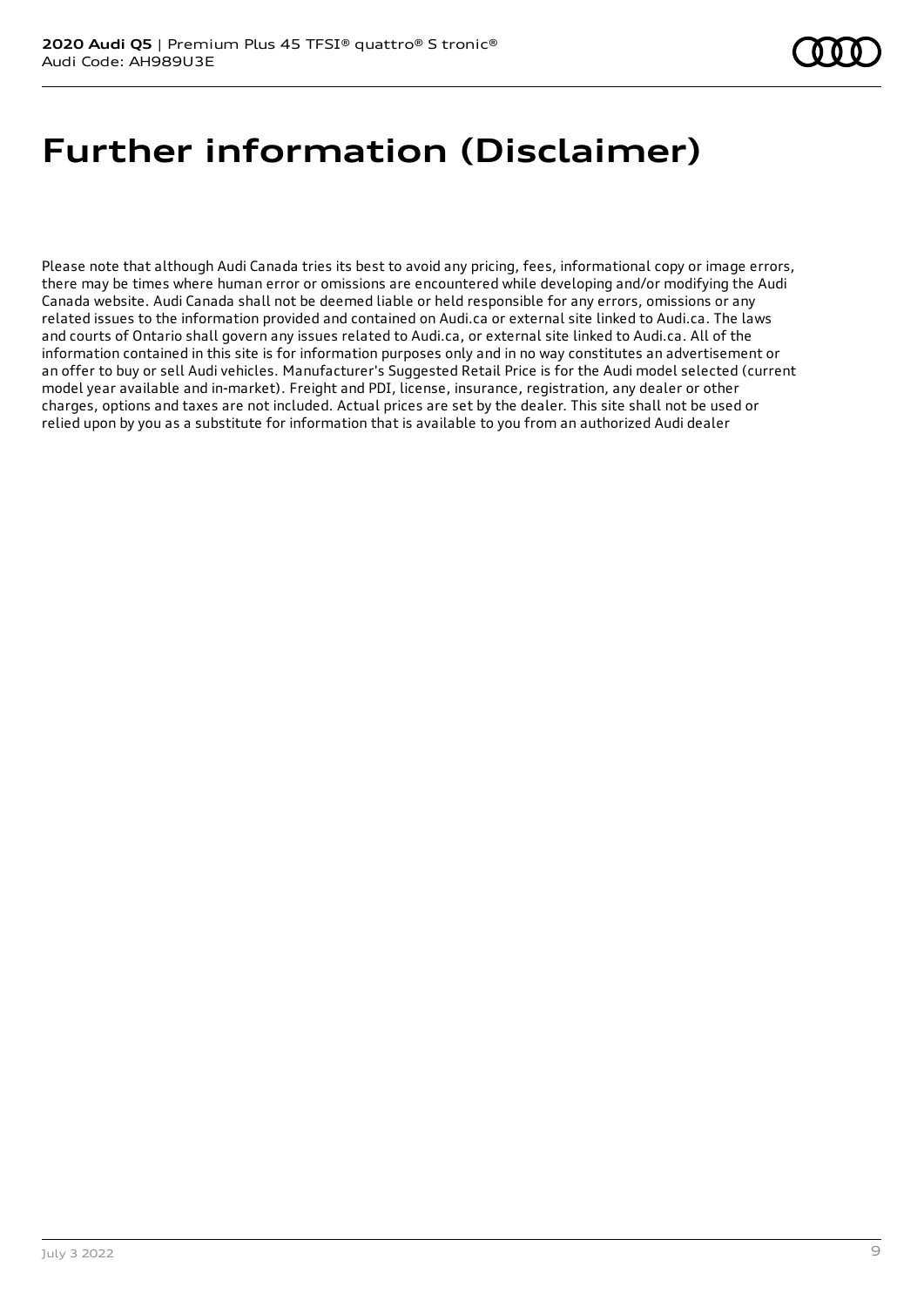# Further information (Disclaimer)

Please note that although Audi Canada tries its best to avoid any pricing, fees, informational copy or image errors, there may be times where human error or omissions are encountered while developing and/or modifying the Audi Canada website. Audi Canada shall not be deemed liable or held responsible for any errors, omissions or any related issues to the information provided and contained on Audi.ca or external site linked to Audi.ca. The laws and courts of Ontario shall govern any issues related to Audi.ca, or external site linked to Audi.ca. All of the information contained in this site is for information purposes only and in no way constitutes an advertisement or an offer to buy or sell Audi vehicles. Manufacturer's Suggested Retail Price is for the Audi model selected (current model year available and in-market). Freight and PDI, license, insurance, registration, any dealer or other charges, options and taxes are not included. Actual prices are set by the dealer. This site shall not be used or relied upon by you as a substitute for information that is available to you from an authorized Audi dealer